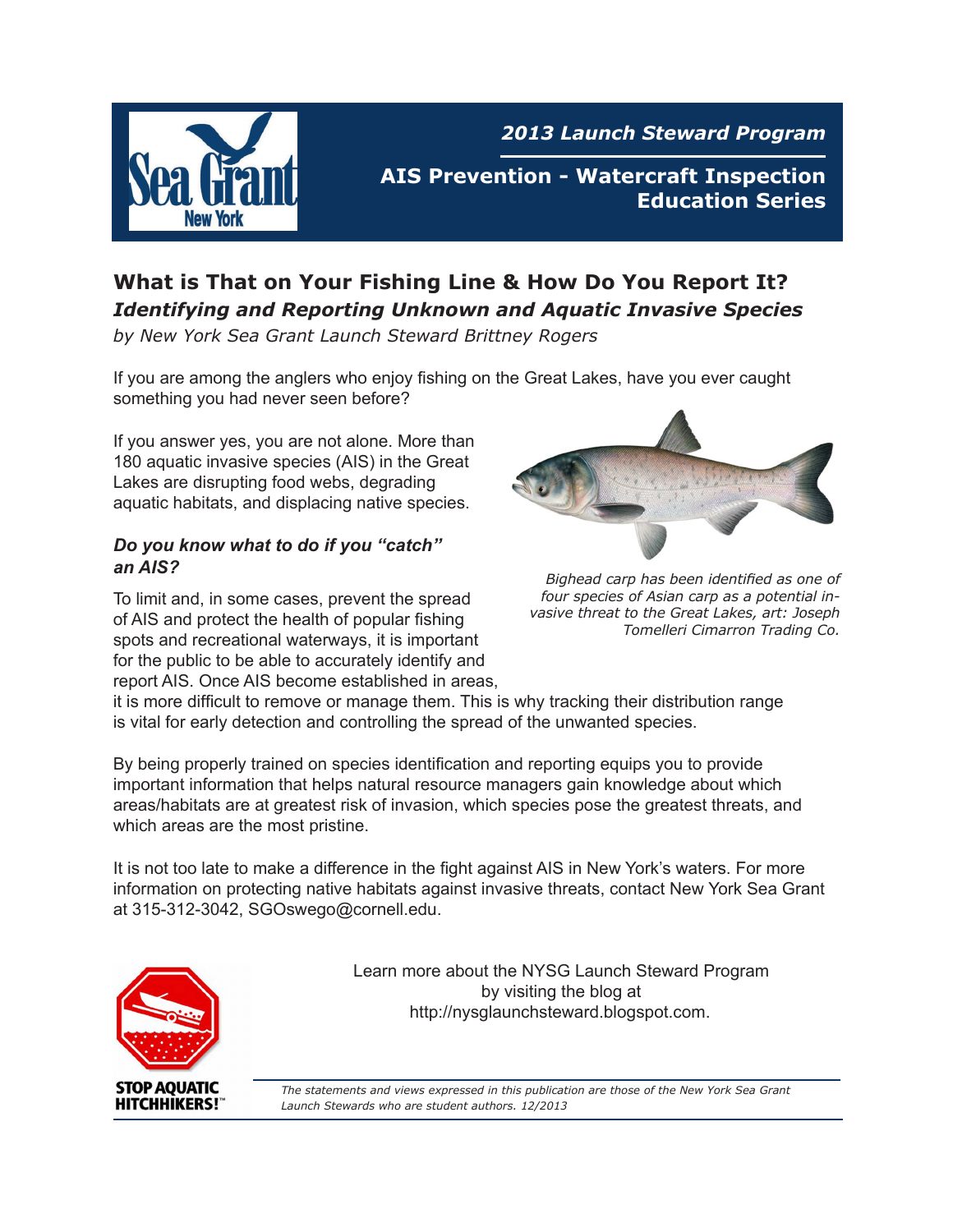2013 Launch Steward Program

**AIS Prevention - Watercraft Inspection Education Series**

# What is That on Your Fishing Line & How Do You Report It?

## *Identifying and Reporting Unknown and Aquatic Invasive Species*

*by New York Sea Grant Launch Steward Brittney Rogers*

If you are among the anglers who enjoy fishing on the Great Lakes, have you ever caught something you had never seen before?

If you answer yes, you are not alone. More than 180 aquatic invasive species (AIS) in the Great Lakes are disrupting food webs, degrading aquatic habitats, and displacing native species.

*Bighead carp has been identified as one of four species of Asian carp as a potential invasive threat to the Great Lakes, art: Joseph Tomelleri Cimarron Trading Co.*

### *Do you know what to do if you "catch" an AIS?*

To limit and, in some cases, prevent the spread of AIS and protect the health of popular fishing spots and recreational waterways, it is important for the public to be able to accurately identify and report AIS. Once AIS become established in areas, it is more difficult to remove or manage them. This is why tracking their distribution range is vital for early detection and controlling the spread of the unwanted species.

By being properly trained on species identification and reporting equips you to provide important information that helps natural resource managers gain knowledge about which areas/habitats are at greatest risk of invasion, which species pose the greatest threats, and which areas are the most pristine.

It is not too late to make a difference in the fight against AIS in New York's waters. For more information on protecting native habitats against invasive threats, contact New York Sea Grant at 315-312-3042, SGOswego@cornell.edu.

STOP AQUATIC HITCHHIKERS!™

Learn more about the NYSG Launch Steward Program by visiting the blog at http://nysglaunchsteward.blogspot.com.

*The statements and views expressed in this publication are those of the New York Sea Grant Launch Stewards who are student authors. 12/2013*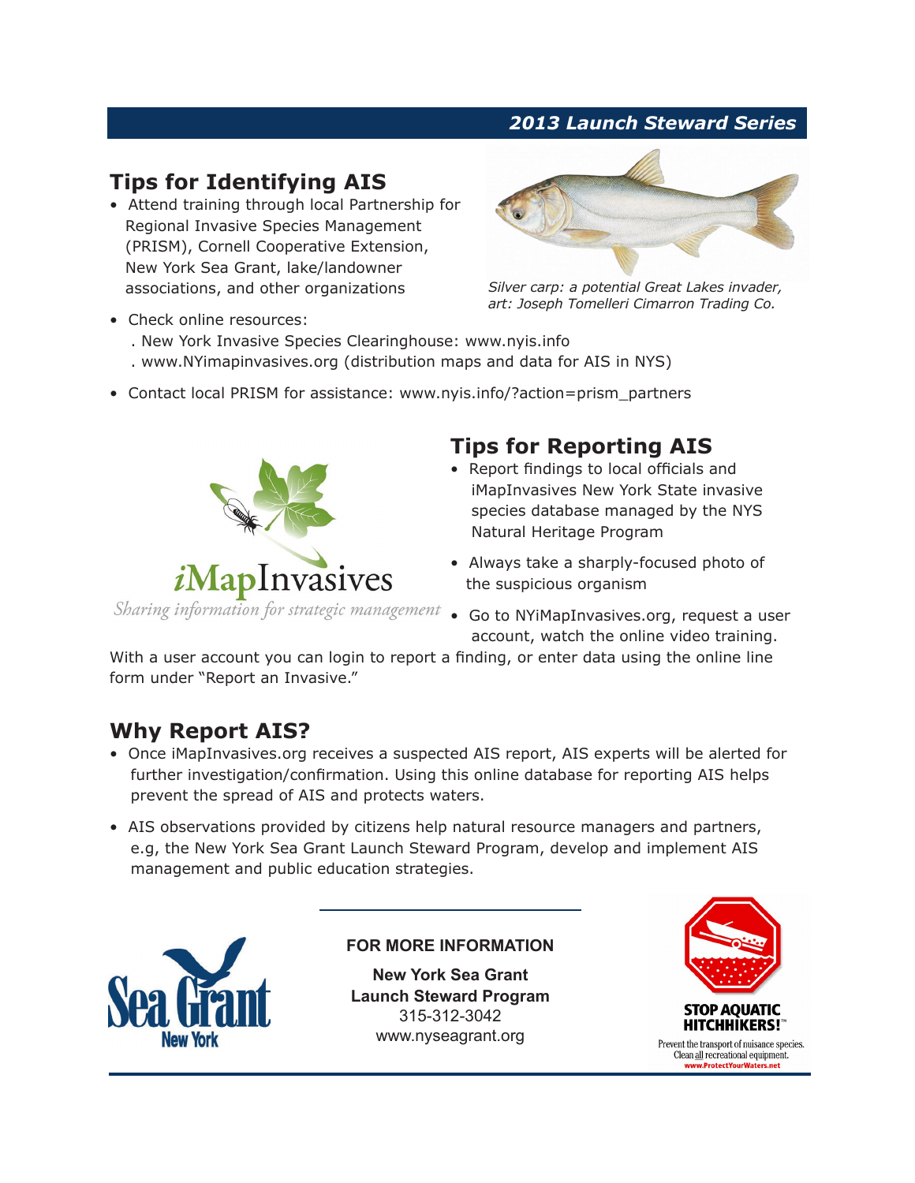*2013 Launch Steward Series*

## Tips for Identifying AIS

- Attend training through local Partnership for Regional Invasive Species Management (PRISM), Cornell Cooperative Extension, New York Sea Grant, lake/landowner associations, and other organizations

*Silver carp: a potential Great Lakes invader, art: Joseph Tomelleri Cimarron Trading Co.*

- Check online resources:
  - . New York Invasive Species Clearinghouse: www.nyis.info
  - . www.NYimapinvasives.org (distribution maps and data for AIS in NYS)
- Contact local PRISM for assistance: www.nyis.info/?action=prism_partners

iMapInvasives

Sharing information for strategic management

## Tips for Reporting AIS

- Report findings to local officials and iMapInvasives New York State invasive species database managed by the NYS Natural Heritage Program
- Always take a sharply-focused photo of the suspicious organism
- Go to NYiMapInvasives.org, request a user account, watch the online video training.

With a user account you can login to report a finding, or enter data using the online line form under "Report an Invasive."

## Why Report AIS?

- Once iMapInvasives.org receives a suspected AIS report, AIS experts will be alerted for further investigation/confirmation. Using this online database for reporting AIS helps prevent the spread of AIS and protects waters.
- AIS observations provided by citizens help natural resource managers and partners, e.g, the New York Sea Grant Launch Steward Program, develop and implement AIS management and public education strategies.

Sea Grant New York

**FOR MORE INFORMATION**

**New York Sea Grant**
**Launch Steward Program**
315-312-3042
www.nyseagrant.org

**STOP AQUATIC HITCHHIKERS!™**

Prevent the transport of nuisance species. Clean all recreational equipment.
www.ProtectYourWaters.net